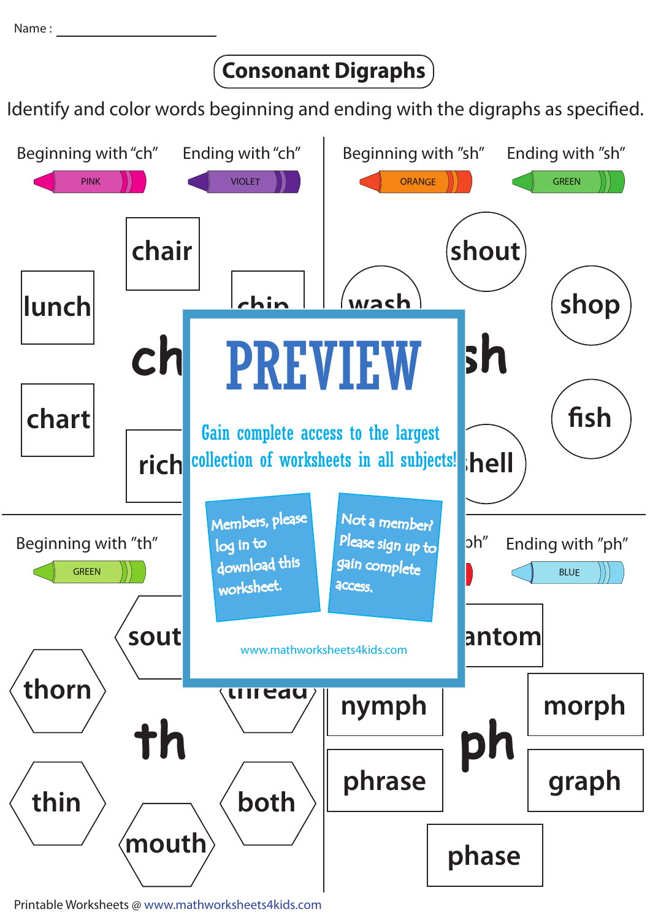Name : ____________________

# Consonant Digraphs

Identify and color words beginning and ending with the digraphs as specified.

Beginning with "ch" — PINK
Ending with "ch" — VIOLET

Beginning with "sh" — ORANGE
Ending with "sh" — GREEN

chair

lunch

chip

ch

chart

rich

shout

wash

shop

sh

fish

shell

Beginning with "th" — GREEN

Ending with "ph" — BLUE

sout

thorn

thread

th

thin

both

mouth

antom

nymph

morph

ph

phrase

graph

phase

PREVIEW

Gain complete access to the largest collection of worksheets in all subjects!

Members, please log in to download this worksheet.

Not a member? Please sign up to gain complete access.

www.mathworksheets4kids.com

Printable Worksheets @ www.mathworksheets4kids.com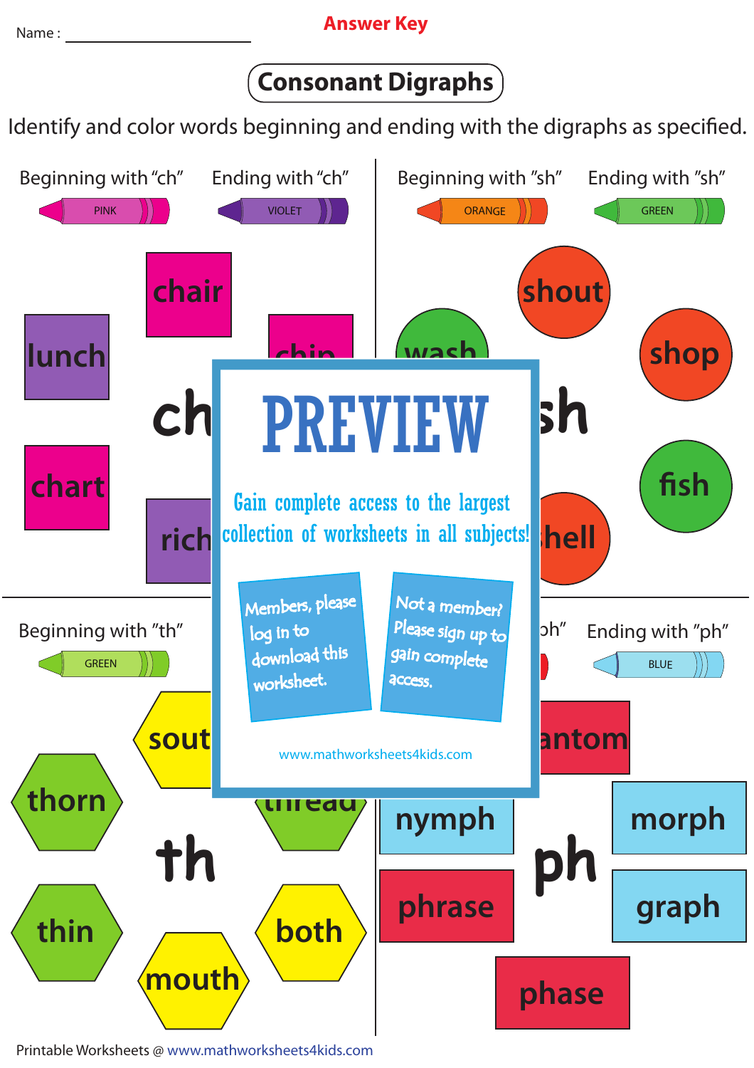Name : ____________________

**Answer Key**

# Consonant Digraphs

Identify and color words beginning and ending with the digraphs as specified.

Beginning with "ch" — PINK
Ending with "ch" — VIOLET

Beginning with "sh" — ORANGE
Ending with "sh" — GREEN

chair
lunch
chin
ch
chart
rich

shout
wash
shop
sh
fish
shell

Beginning with "th" — GREEN

sout
thorn
thread
th
thin
both
mouth

ph"
Ending with "ph" — BLUE

antom
nymph
morph
ph
phrase
graph
phase

PREVIEW

Gain complete access to the largest collection of worksheets in all subjects!

Members, please log in to download this worksheet.

Not a member? Please sign up to gain complete access.

www.mathworksheets4kids.com

Printable Worksheets @ www.mathworksheets4kids.com